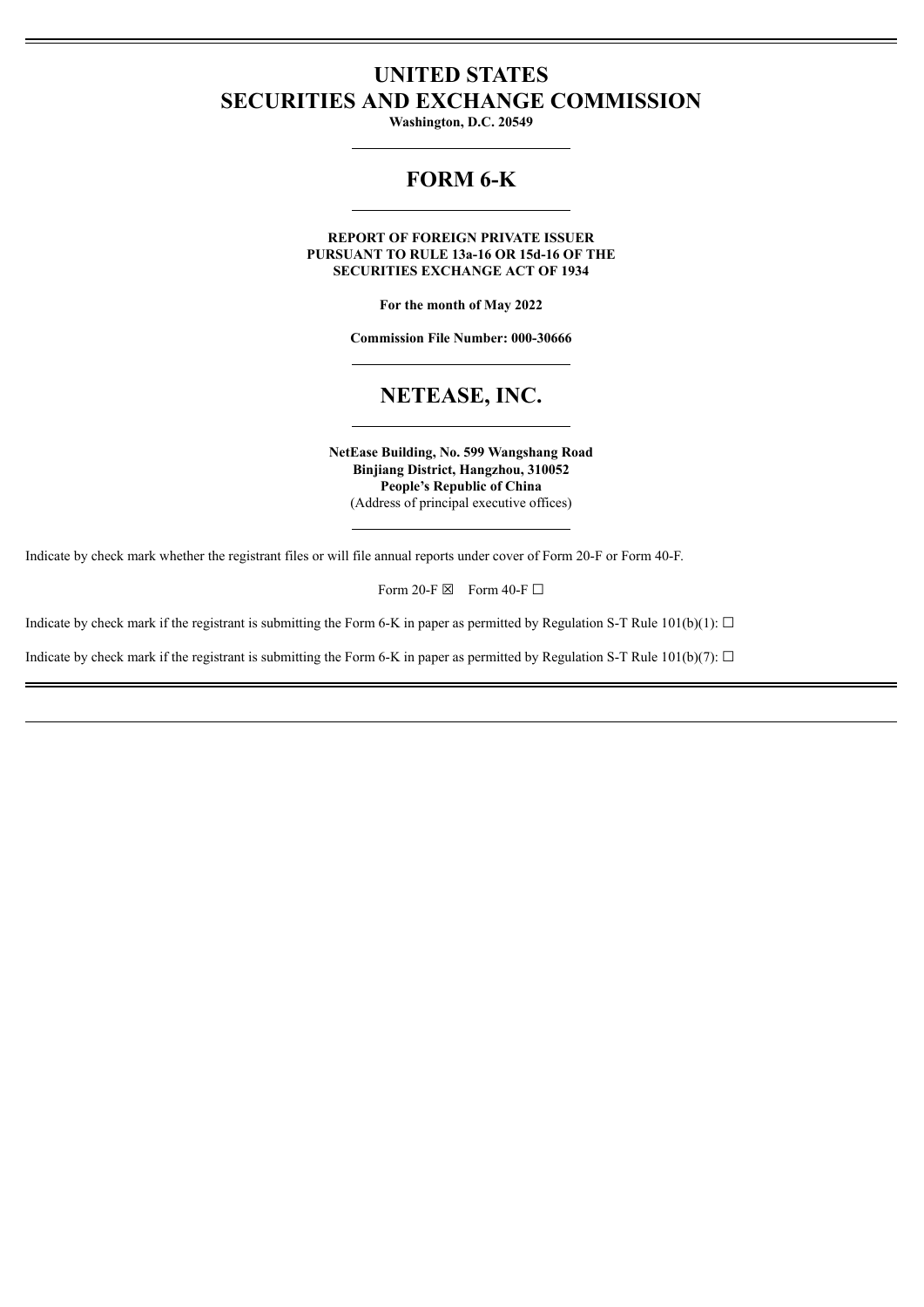# UNITED STATES
# SECURITIES AND EXCHANGE COMMISSION

**Washington, D.C. 20549**

---

## FORM 6-K

---

**REPORT OF FOREIGN PRIVATE ISSUER**
**PURSUANT TO RULE 13a-16 OR 15d-16 OF THE**
**SECURITIES EXCHANGE ACT OF 1934**

**For the month of May 2022**

**Commission File Number: 000-30666**

---

## NETEASE, INC.

---

**NetEase Building, No. 599 Wangshang Road**
**Binjiang District, Hangzhou, 310052**
**People's Republic of China**
(Address of principal executive offices)

---

Indicate by check mark whether the registrant files or will file annual reports under cover of Form 20-F or Form 40-F.

Form 20-F ☒ Form 40-F ☐

Indicate by check mark if the registrant is submitting the Form 6-K in paper as permitted by Regulation S-T Rule 101(b)(1): ☐

Indicate by check mark if the registrant is submitting the Form 6-K in paper as permitted by Regulation S-T Rule 101(b)(7): ☐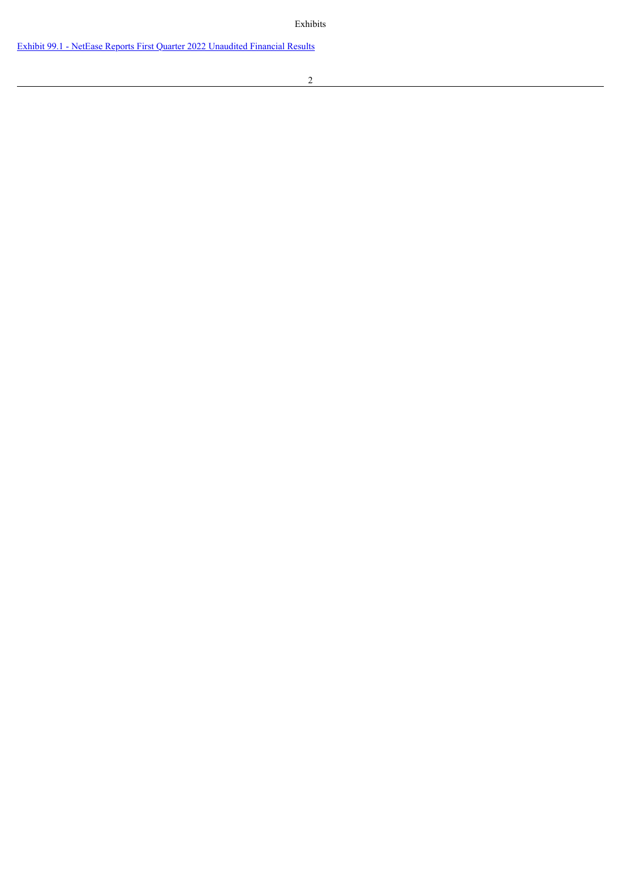Exhibits

[Exhibit 99.1 - NetEase Reports First Quarter 2022 Unaudited Financial Results]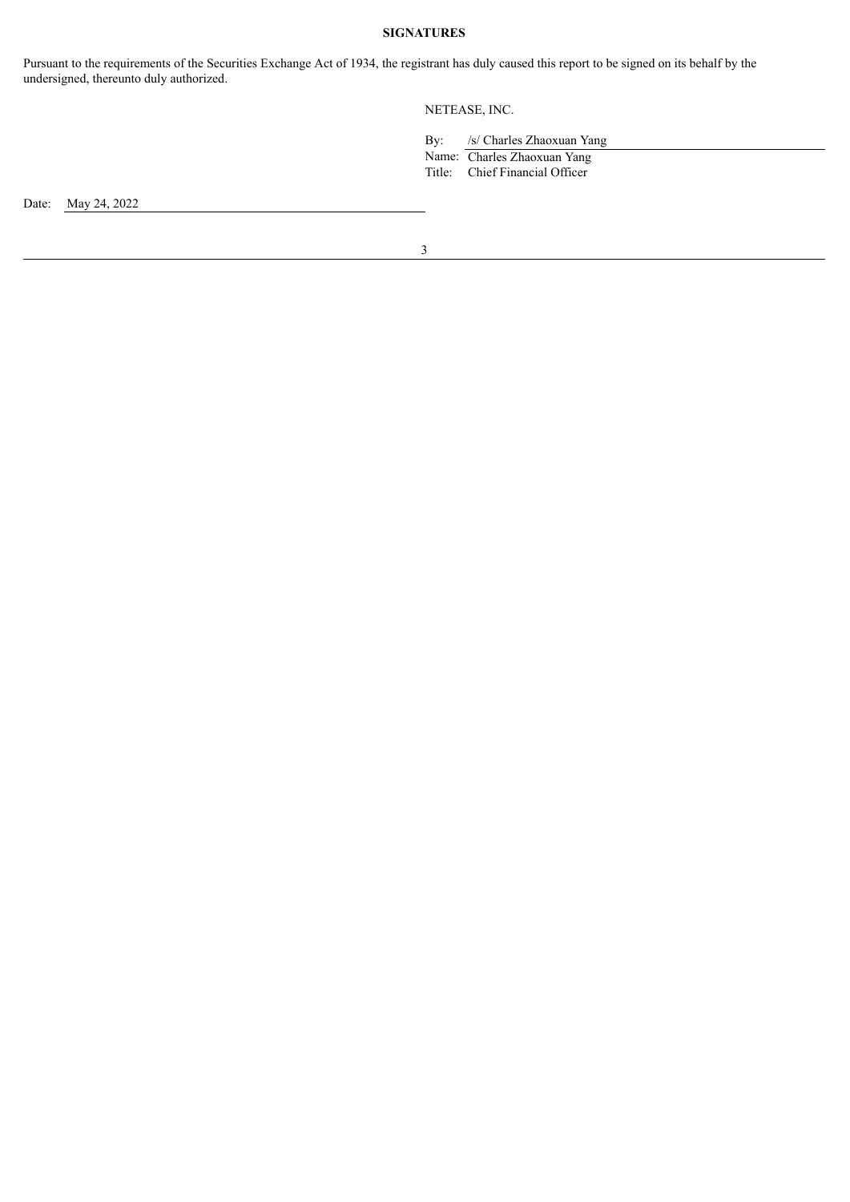**SIGNATURES**

Pursuant to the requirements of the Securities Exchange Act of 1934, the registrant has duly caused this report to be signed on its behalf by the undersigned, thereunto duly authorized.

NETEASE, INC.

By: /s/ Charles Zhaoxuan Yang
Name: Charles Zhaoxuan Yang
Title: Chief Financial Officer

Date: May 24, 2022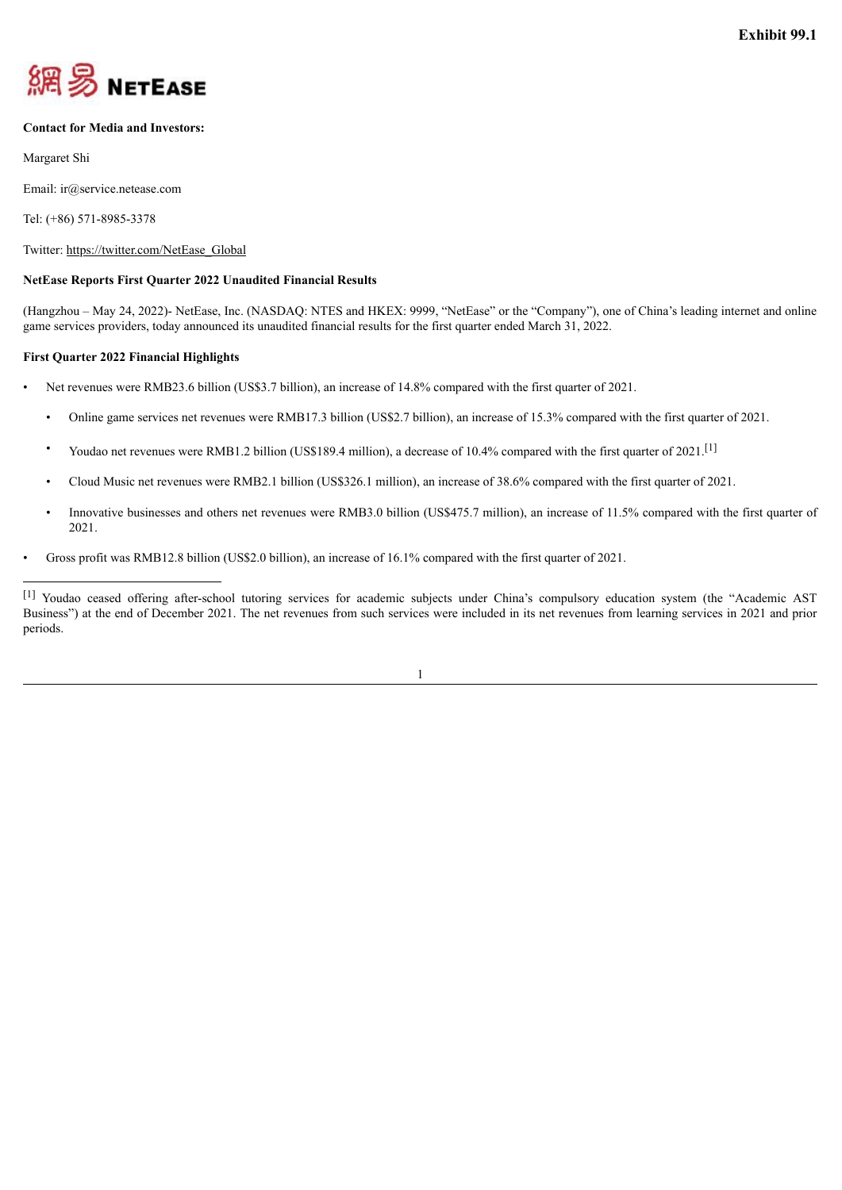Exhibit 99.1

網易 NETEASE

**Contact for Media and Investors:**

Margaret Shi

Email: ir@service.netease.com

Tel: (+86) 571-8985-3378

Twitter: https://twitter.com/NetEase_Global

**NetEase Reports First Quarter 2022 Unaudited Financial Results**

(Hangzhou – May 24, 2022)- NetEase, Inc. (NASDAQ: NTES and HKEX: 9999, "NetEase" or the "Company"), one of China's leading internet and online game services providers, today announced its unaudited financial results for the first quarter ended March 31, 2022.

**First Quarter 2022 Financial Highlights**

- Net revenues were RMB23.6 billion (US$3.7 billion), an increase of 14.8% compared with the first quarter of 2021.
  - Online game services net revenues were RMB17.3 billion (US$2.7 billion), an increase of 15.3% compared with the first quarter of 2021.
  - Youdao net revenues were RMB1.2 billion (US$189.4 million), a decrease of 10.4% compared with the first quarter of 2021.[1]
  - Cloud Music net revenues were RMB2.1 billion (US$326.1 million), an increase of 38.6% compared with the first quarter of 2021.
  - Innovative businesses and others net revenues were RMB3.0 billion (US$475.7 million), an increase of 11.5% compared with the first quarter of 2021.
- Gross profit was RMB12.8 billion (US$2.0 billion), an increase of 16.1% compared with the first quarter of 2021.

---

[1] Youdao ceased offering after-school tutoring services for academic subjects under China's compulsory education system (the "Academic AST Business") at the end of December 2021. The net revenues from such services were included in its net revenues from learning services in 2021 and prior periods.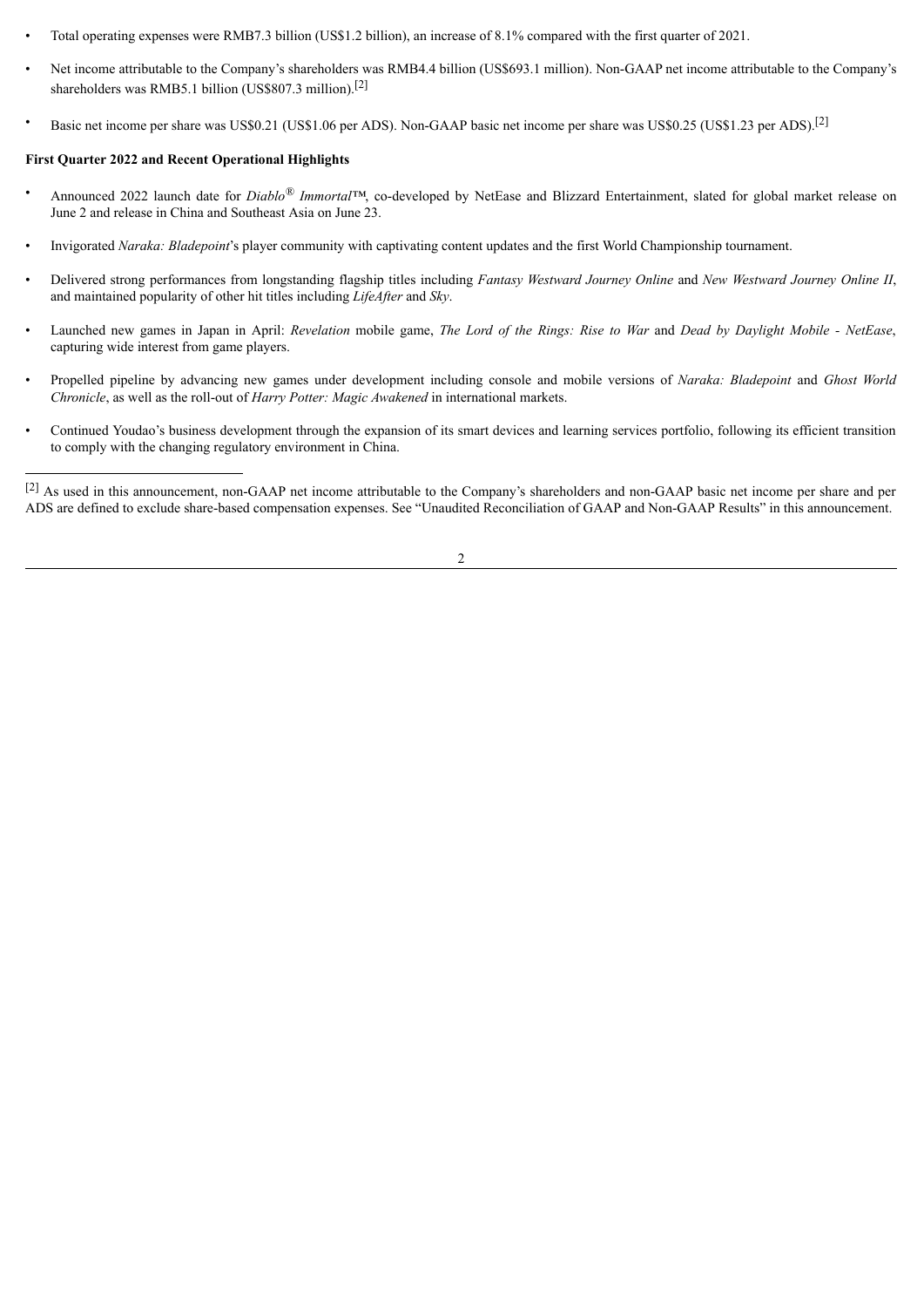- Total operating expenses were RMB7.3 billion (US$1.2 billion), an increase of 8.1% compared with the first quarter of 2021.
- Net income attributable to the Company's shareholders was RMB4.4 billion (US$693.1 million). Non-GAAP net income attributable to the Company's shareholders was RMB5.1 billion (US$807.3 million).[2]
- Basic net income per share was US$0.21 (US$1.06 per ADS). Non-GAAP basic net income per share was US$0.25 (US$1.23 per ADS).[2]

**First Quarter 2022 and Recent Operational Highlights**

- Announced 2022 launch date for *Diablo® Immortal*™, co-developed by NetEase and Blizzard Entertainment, slated for global market release on June 2 and release in China and Southeast Asia on June 23.
- Invigorated *Naraka: Bladepoint*'s player community with captivating content updates and the first World Championship tournament.
- Delivered strong performances from longstanding flagship titles including *Fantasy Westward Journey Online* and *New Westward Journey Online II*, and maintained popularity of other hit titles including *LifeAfter* and *Sky*.
- Launched new games in Japan in April: *Revelation* mobile game, *The Lord of the Rings: Rise to War* and *Dead by Daylight Mobile - NetEase*, capturing wide interest from game players.
- Propelled pipeline by advancing new games under development including console and mobile versions of *Naraka: Bladepoint* and *Ghost World Chronicle*, as well as the roll-out of *Harry Potter: Magic Awakened* in international markets.
- Continued Youdao's business development through the expansion of its smart devices and learning services portfolio, following its efficient transition to comply with the changing regulatory environment in China.

---

[2] As used in this announcement, non-GAAP net income attributable to the Company's shareholders and non-GAAP basic net income per share and per ADS are defined to exclude share-based compensation expenses. See "Unaudited Reconciliation of GAAP and Non-GAAP Results" in this announcement.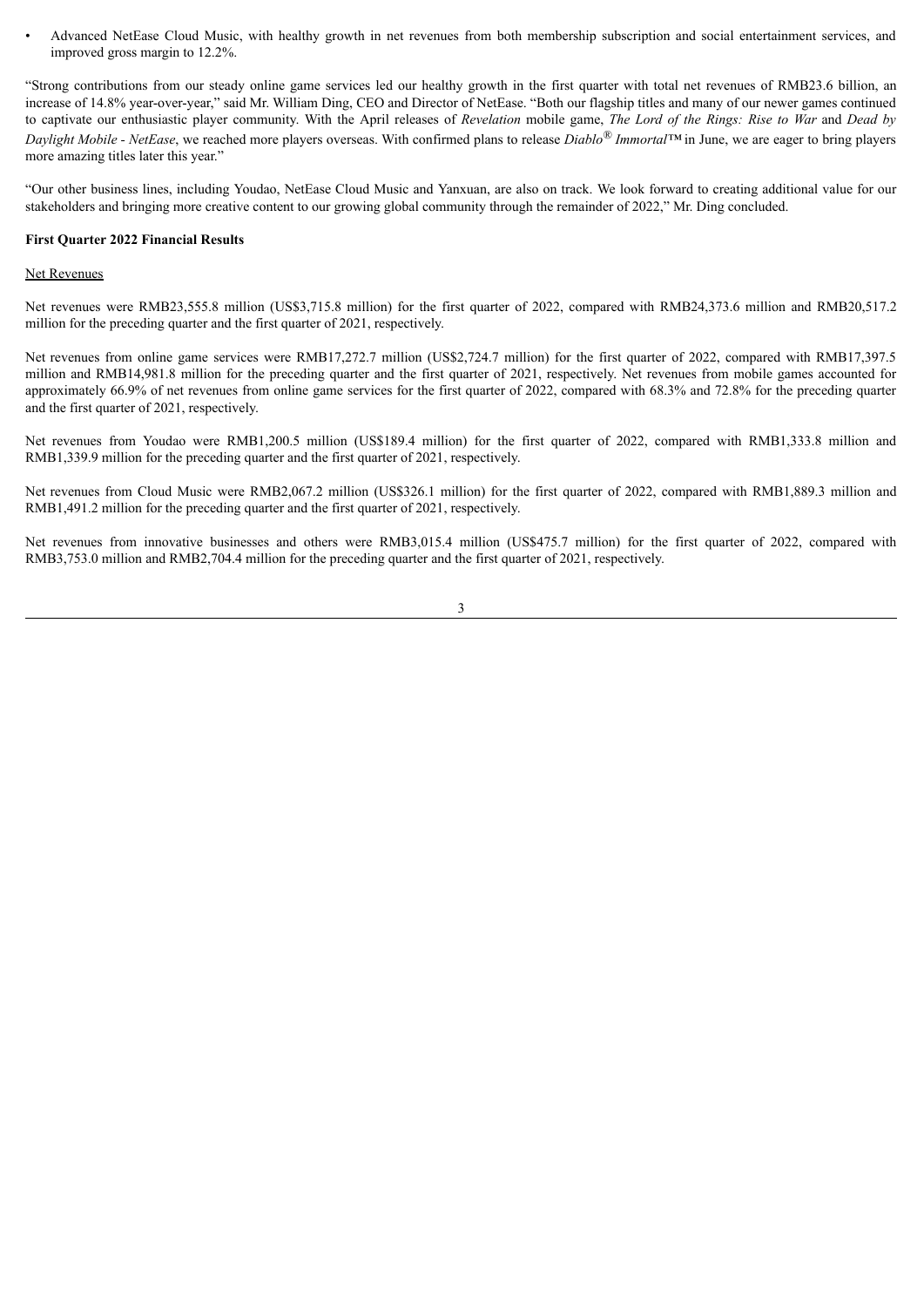- Advanced NetEase Cloud Music, with healthy growth in net revenues from both membership subscription and social entertainment services, and improved gross margin to 12.2%.

"Strong contributions from our steady online game services led our healthy growth in the first quarter with total net revenues of RMB23.6 billion, an increase of 14.8% year-over-year," said Mr. William Ding, CEO and Director of NetEase. "Both our flagship titles and many of our newer games continued to captivate our enthusiastic player community. With the April releases of *Revelation* mobile game, *The Lord of the Rings: Rise to War* and *Dead by Daylight Mobile - NetEase*, we reached more players overseas. With confirmed plans to release *Diablo® Immortal™* in June, we are eager to bring players more amazing titles later this year."

"Our other business lines, including Youdao, NetEase Cloud Music and Yanxuan, are also on track. We look forward to creating additional value for our stakeholders and bringing more creative content to our growing global community through the remainder of 2022," Mr. Ding concluded.

**First Quarter 2022 Financial Results**

Net Revenues

Net revenues were RMB23,555.8 million (US$3,715.8 million) for the first quarter of 2022, compared with RMB24,373.6 million and RMB20,517.2 million for the preceding quarter and the first quarter of 2021, respectively.

Net revenues from online game services were RMB17,272.7 million (US$2,724.7 million) for the first quarter of 2022, compared with RMB17,397.5 million and RMB14,981.8 million for the preceding quarter and the first quarter of 2021, respectively. Net revenues from mobile games accounted for approximately 66.9% of net revenues from online game services for the first quarter of 2022, compared with 68.3% and 72.8% for the preceding quarter and the first quarter of 2021, respectively.

Net revenues from Youdao were RMB1,200.5 million (US$189.4 million) for the first quarter of 2022, compared with RMB1,333.8 million and RMB1,339.9 million for the preceding quarter and the first quarter of 2021, respectively.

Net revenues from Cloud Music were RMB2,067.2 million (US$326.1 million) for the first quarter of 2022, compared with RMB1,889.3 million and RMB1,491.2 million for the preceding quarter and the first quarter of 2021, respectively.

Net revenues from innovative businesses and others were RMB3,015.4 million (US$475.7 million) for the first quarter of 2022, compared with RMB3,753.0 million and RMB2,704.4 million for the preceding quarter and the first quarter of 2021, respectively.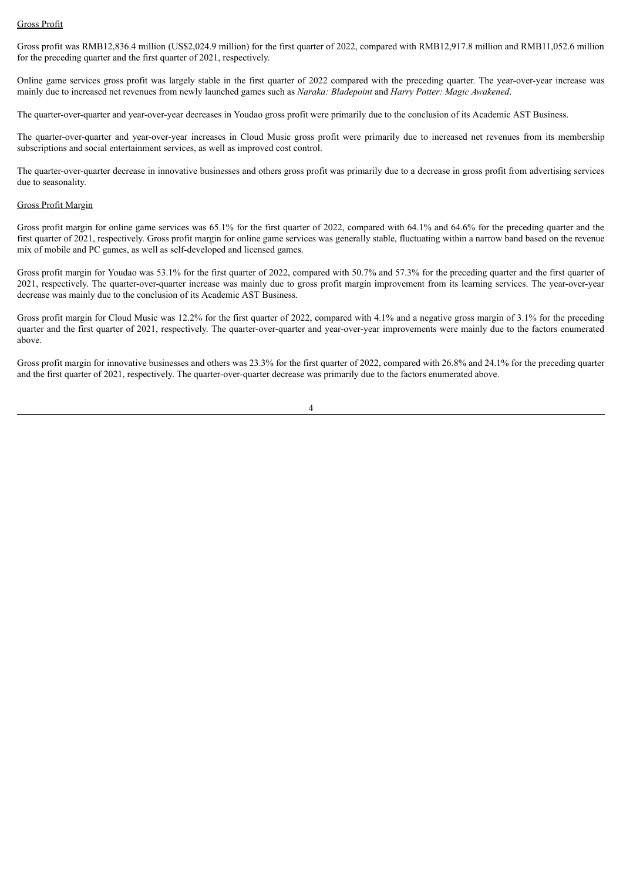Gross Profit

Gross profit was RMB12,836.4 million (US$2,024.9 million) for the first quarter of 2022, compared with RMB12,917.8 million and RMB11,052.6 million for the preceding quarter and the first quarter of 2021, respectively.

Online game services gross profit was largely stable in the first quarter of 2022 compared with the preceding quarter. The year-over-year increase was mainly due to increased net revenues from newly launched games such as *Naraka: Bladepoint* and *Harry Potter: Magic Awakened*.

The quarter-over-quarter and year-over-year decreases in Youdao gross profit were primarily due to the conclusion of its Academic AST Business.

The quarter-over-quarter and year-over-year increases in Cloud Music gross profit were primarily due to increased net revenues from its membership subscriptions and social entertainment services, as well as improved cost control.

The quarter-over-quarter decrease in innovative businesses and others gross profit was primarily due to a decrease in gross profit from advertising services due to seasonality.

Gross Profit Margin

Gross profit margin for online game services was 65.1% for the first quarter of 2022, compared with 64.1% and 64.6% for the preceding quarter and the first quarter of 2021, respectively. Gross profit margin for online game services was generally stable, fluctuating within a narrow band based on the revenue mix of mobile and PC games, as well as self-developed and licensed games.

Gross profit margin for Youdao was 53.1% for the first quarter of 2022, compared with 50.7% and 57.3% for the preceding quarter and the first quarter of 2021, respectively. The quarter-over-quarter increase was mainly due to gross profit margin improvement from its learning services. The year-over-year decrease was mainly due to the conclusion of its Academic AST Business.

Gross profit margin for Cloud Music was 12.2% for the first quarter of 2022, compared with 4.1% and a negative gross margin of 3.1% for the preceding quarter and the first quarter of 2021, respectively. The quarter-over-quarter and year-over-year improvements were mainly due to the factors enumerated above.

Gross profit margin for innovative businesses and others was 23.3% for the first quarter of 2022, compared with 26.8% and 24.1% for the preceding quarter and the first quarter of 2021, respectively. The quarter-over-quarter decrease was primarily due to the factors enumerated above.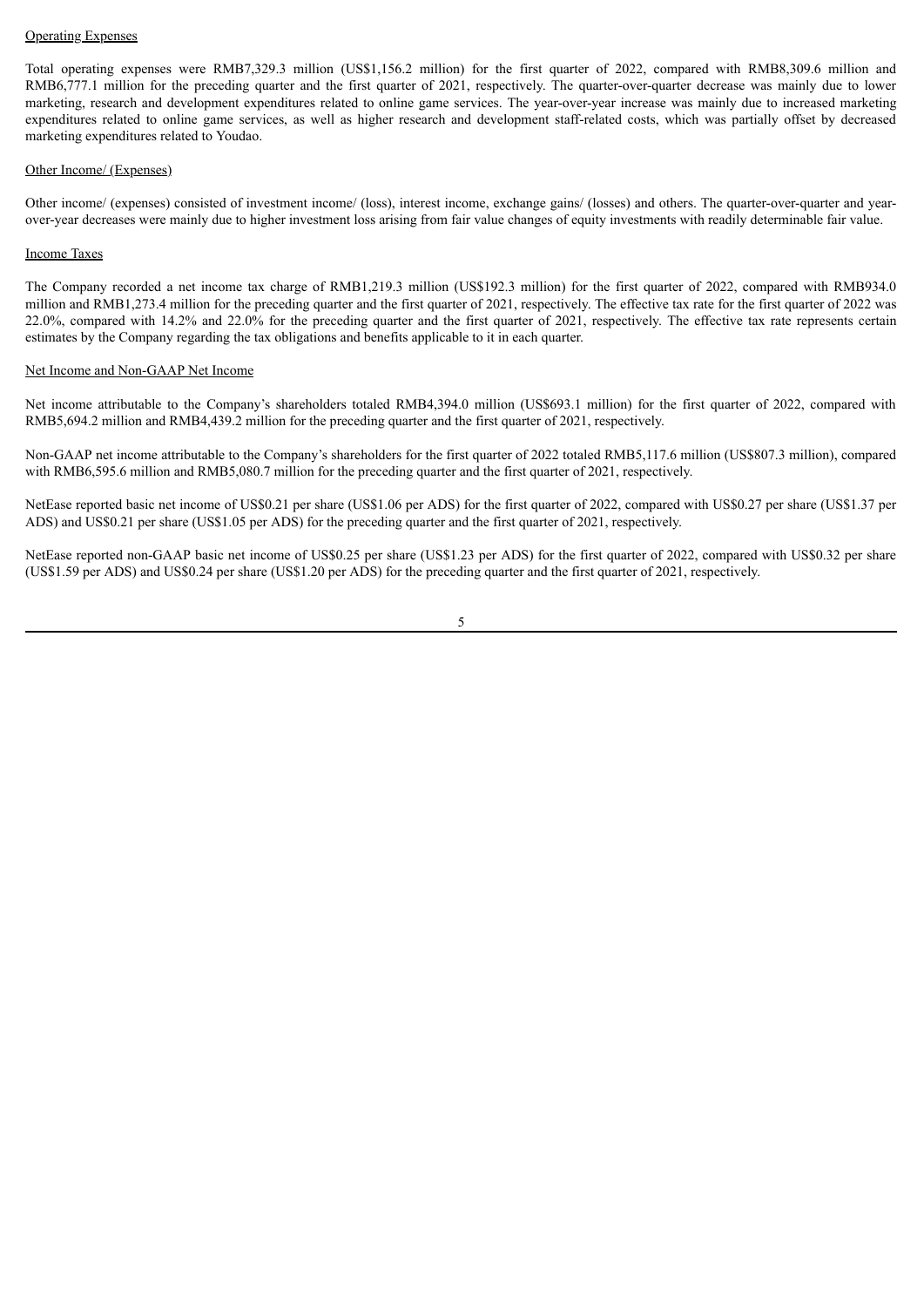Operating Expenses

Total operating expenses were RMB7,329.3 million (US$1,156.2 million) for the first quarter of 2022, compared with RMB8,309.6 million and RMB6,777.1 million for the preceding quarter and the first quarter of 2021, respectively. The quarter-over-quarter decrease was mainly due to lower marketing, research and development expenditures related to online game services. The year-over-year increase was mainly due to increased marketing expenditures related to online game services, as well as higher research and development staff-related costs, which was partially offset by decreased marketing expenditures related to Youdao.

Other Income/ (Expenses)

Other income/ (expenses) consisted of investment income/ (loss), interest income, exchange gains/ (losses) and others. The quarter-over-quarter and year-over-year decreases were mainly due to higher investment loss arising from fair value changes of equity investments with readily determinable fair value.

Income Taxes

The Company recorded a net income tax charge of RMB1,219.3 million (US$192.3 million) for the first quarter of 2022, compared with RMB934.0 million and RMB1,273.4 million for the preceding quarter and the first quarter of 2021, respectively. The effective tax rate for the first quarter of 2022 was 22.0%, compared with 14.2% and 22.0% for the preceding quarter and the first quarter of 2021, respectively. The effective tax rate represents certain estimates by the Company regarding the tax obligations and benefits applicable to it in each quarter.

Net Income and Non-GAAP Net Income

Net income attributable to the Company's shareholders totaled RMB4,394.0 million (US$693.1 million) for the first quarter of 2022, compared with RMB5,694.2 million and RMB4,439.2 million for the preceding quarter and the first quarter of 2021, respectively.

Non-GAAP net income attributable to the Company's shareholders for the first quarter of 2022 totaled RMB5,117.6 million (US$807.3 million), compared with RMB6,595.6 million and RMB5,080.7 million for the preceding quarter and the first quarter of 2021, respectively.

NetEase reported basic net income of US$0.21 per share (US$1.06 per ADS) for the first quarter of 2022, compared with US$0.27 per share (US$1.37 per ADS) and US$0.21 per share (US$1.05 per ADS) for the preceding quarter and the first quarter of 2021, respectively.

NetEase reported non-GAAP basic net income of US$0.25 per share (US$1.23 per ADS) for the first quarter of 2022, compared with US$0.32 per share (US$1.59 per ADS) and US$0.24 per share (US$1.20 per ADS) for the preceding quarter and the first quarter of 2021, respectively.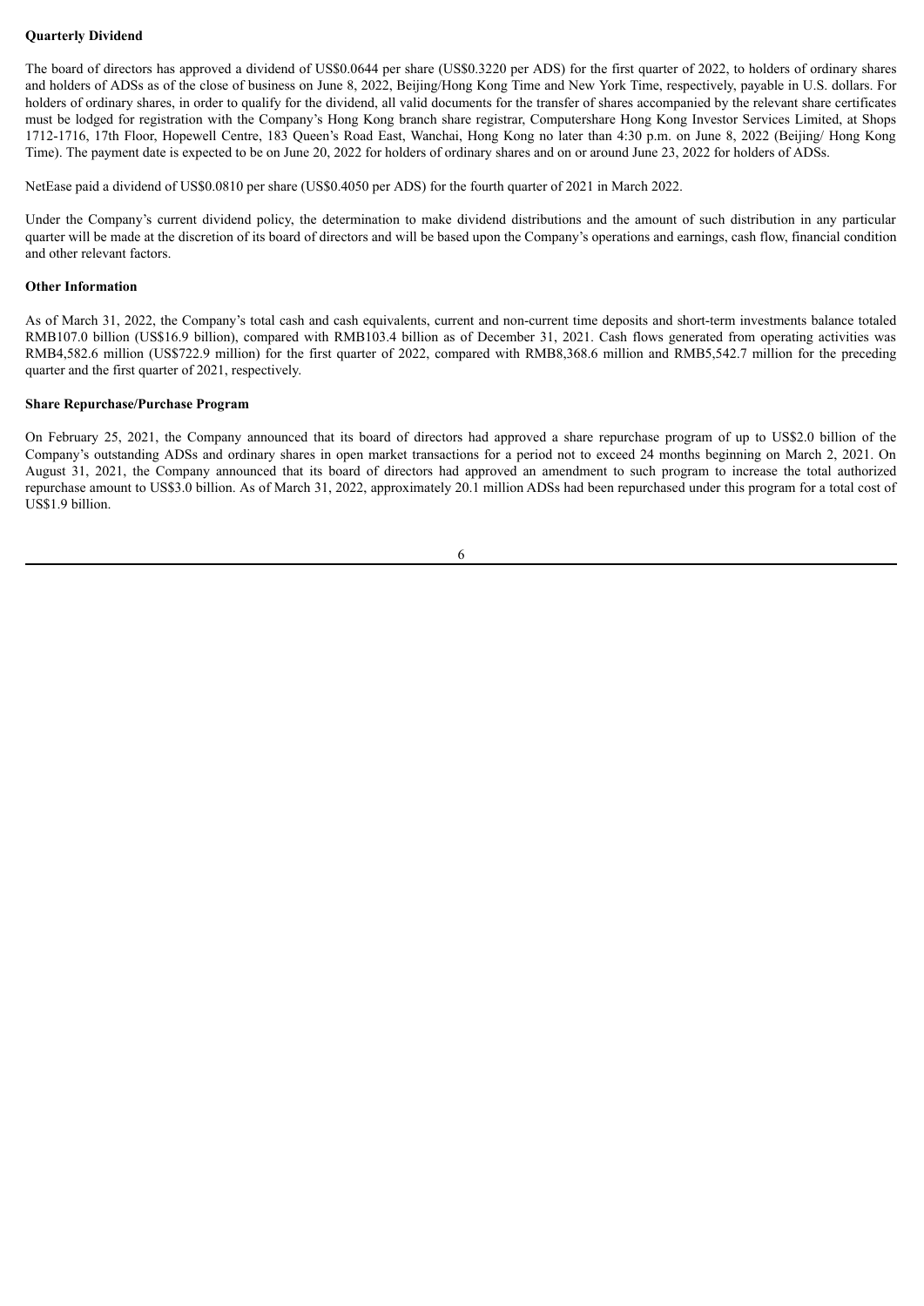**Quarterly Dividend**

The board of directors has approved a dividend of US$0.0644 per share (US$0.3220 per ADS) for the first quarter of 2022, to holders of ordinary shares and holders of ADSs as of the close of business on June 8, 2022, Beijing/Hong Kong Time and New York Time, respectively, payable in U.S. dollars. For holders of ordinary shares, in order to qualify for the dividend, all valid documents for the transfer of shares accompanied by the relevant share certificates must be lodged for registration with the Company's Hong Kong branch share registrar, Computershare Hong Kong Investor Services Limited, at Shops 1712-1716, 17th Floor, Hopewell Centre, 183 Queen's Road East, Wanchai, Hong Kong no later than 4:30 p.m. on June 8, 2022 (Beijing/ Hong Kong Time). The payment date is expected to be on June 20, 2022 for holders of ordinary shares and on or around June 23, 2022 for holders of ADSs.

NetEase paid a dividend of US$0.0810 per share (US$0.4050 per ADS) for the fourth quarter of 2021 in March 2022.

Under the Company's current dividend policy, the determination to make dividend distributions and the amount of such distribution in any particular quarter will be made at the discretion of its board of directors and will be based upon the Company's operations and earnings, cash flow, financial condition and other relevant factors.

**Other Information**

As of March 31, 2022, the Company's total cash and cash equivalents, current and non-current time deposits and short-term investments balance totaled RMB107.0 billion (US$16.9 billion), compared with RMB103.4 billion as of December 31, 2021. Cash flows generated from operating activities was RMB4,582.6 million (US$722.9 million) for the first quarter of 2022, compared with RMB8,368.6 million and RMB5,542.7 million for the preceding quarter and the first quarter of 2021, respectively.

**Share Repurchase/Purchase Program**

On February 25, 2021, the Company announced that its board of directors had approved a share repurchase program of up to US$2.0 billion of the Company's outstanding ADSs and ordinary shares in open market transactions for a period not to exceed 24 months beginning on March 2, 2021. On August 31, 2021, the Company announced that its board of directors had approved an amendment to such program to increase the total authorized repurchase amount to US$3.0 billion. As of March 31, 2022, approximately 20.1 million ADSs had been repurchased under this program for a total cost of US$1.9 billion.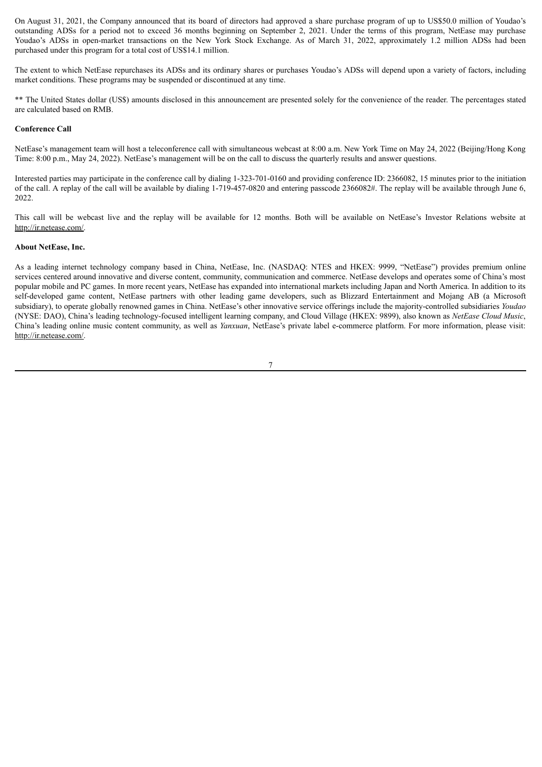On August 31, 2021, the Company announced that its board of directors had approved a share purchase program of up to US$50.0 million of Youdao's outstanding ADSs for a period not to exceed 36 months beginning on September 2, 2021. Under the terms of this program, NetEase may purchase Youdao's ADSs in open-market transactions on the New York Stock Exchange. As of March 31, 2022, approximately 1.2 million ADSs had been purchased under this program for a total cost of US$14.1 million.

The extent to which NetEase repurchases its ADSs and its ordinary shares or purchases Youdao's ADSs will depend upon a variety of factors, including market conditions. These programs may be suspended or discontinued at any time.

** The United States dollar (US$) amounts disclosed in this announcement are presented solely for the convenience of the reader. The percentages stated are calculated based on RMB.

**Conference Call**

NetEase's management team will host a teleconference call with simultaneous webcast at 8:00 a.m. New York Time on May 24, 2022 (Beijing/Hong Kong Time: 8:00 p.m., May 24, 2022). NetEase's management will be on the call to discuss the quarterly results and answer questions.

Interested parties may participate in the conference call by dialing 1-323-701-0160 and providing conference ID: 2366082, 15 minutes prior to the initiation of the call. A replay of the call will be available by dialing 1-719-457-0820 and entering passcode 2366082#. The replay will be available through June 6, 2022.

This call will be webcast live and the replay will be available for 12 months. Both will be available on NetEase's Investor Relations website at http://ir.netease.com/.

**About NetEase, Inc.**

As a leading internet technology company based in China, NetEase, Inc. (NASDAQ: NTES and HKEX: 9999, "NetEase") provides premium online services centered around innovative and diverse content, community, communication and commerce. NetEase develops and operates some of China's most popular mobile and PC games. In more recent years, NetEase has expanded into international markets including Japan and North America. In addition to its self-developed game content, NetEase partners with other leading game developers, such as Blizzard Entertainment and Mojang AB (a Microsoft subsidiary), to operate globally renowned games in China. NetEase's other innovative service offerings include the majority-controlled subsidiaries *Youdao* (NYSE: DAO), China's leading technology-focused intelligent learning company, and Cloud Village (HKEX: 9899), also known as *NetEase Cloud Music*, China's leading online music content community, as well as *Yanxuan*, NetEase's private label e-commerce platform. For more information, please visit: http://ir.netease.com/.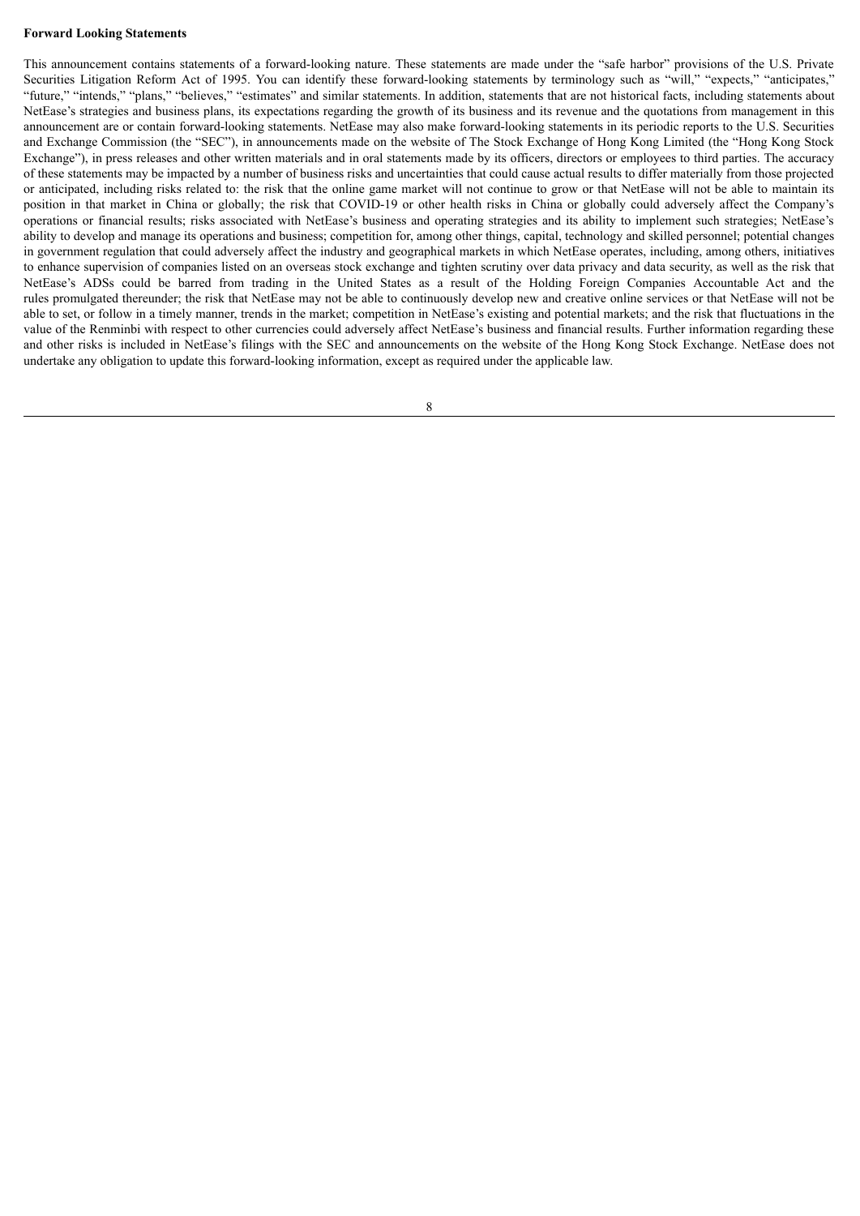**Forward Looking Statements**

This announcement contains statements of a forward-looking nature. These statements are made under the "safe harbor" provisions of the U.S. Private Securities Litigation Reform Act of 1995. You can identify these forward-looking statements by terminology such as "will," "expects," "anticipates," "future," "intends," "plans," "believes," "estimates" and similar statements. In addition, statements that are not historical facts, including statements about NetEase's strategies and business plans, its expectations regarding the growth of its business and its revenue and the quotations from management in this announcement are or contain forward-looking statements. NetEase may also make forward-looking statements in its periodic reports to the U.S. Securities and Exchange Commission (the "SEC"), in announcements made on the website of The Stock Exchange of Hong Kong Limited (the "Hong Kong Stock Exchange"), in press releases and other written materials and in oral statements made by its officers, directors or employees to third parties. The accuracy of these statements may be impacted by a number of business risks and uncertainties that could cause actual results to differ materially from those projected or anticipated, including risks related to: the risk that the online game market will not continue to grow or that NetEase will not be able to maintain its position in that market in China or globally; the risk that COVID-19 or other health risks in China or globally could adversely affect the Company's operations or financial results; risks associated with NetEase's business and operating strategies and its ability to implement such strategies; NetEase's ability to develop and manage its operations and business; competition for, among other things, capital, technology and skilled personnel; potential changes in government regulation that could adversely affect the industry and geographical markets in which NetEase operates, including, among others, initiatives to enhance supervision of companies listed on an overseas stock exchange and tighten scrutiny over data privacy and data security, as well as the risk that NetEase's ADSs could be barred from trading in the United States as a result of the Holding Foreign Companies Accountable Act and the rules promulgated thereunder; the risk that NetEase may not be able to continuously develop new and creative online services or that NetEase will not be able to set, or follow in a timely manner, trends in the market; competition in NetEase's existing and potential markets; and the risk that fluctuations in the value of the Renminbi with respect to other currencies could adversely affect NetEase's business and financial results. Further information regarding these and other risks is included in NetEase's filings with the SEC and announcements on the website of the Hong Kong Stock Exchange. NetEase does not undertake any obligation to update this forward-looking information, except as required under the applicable law.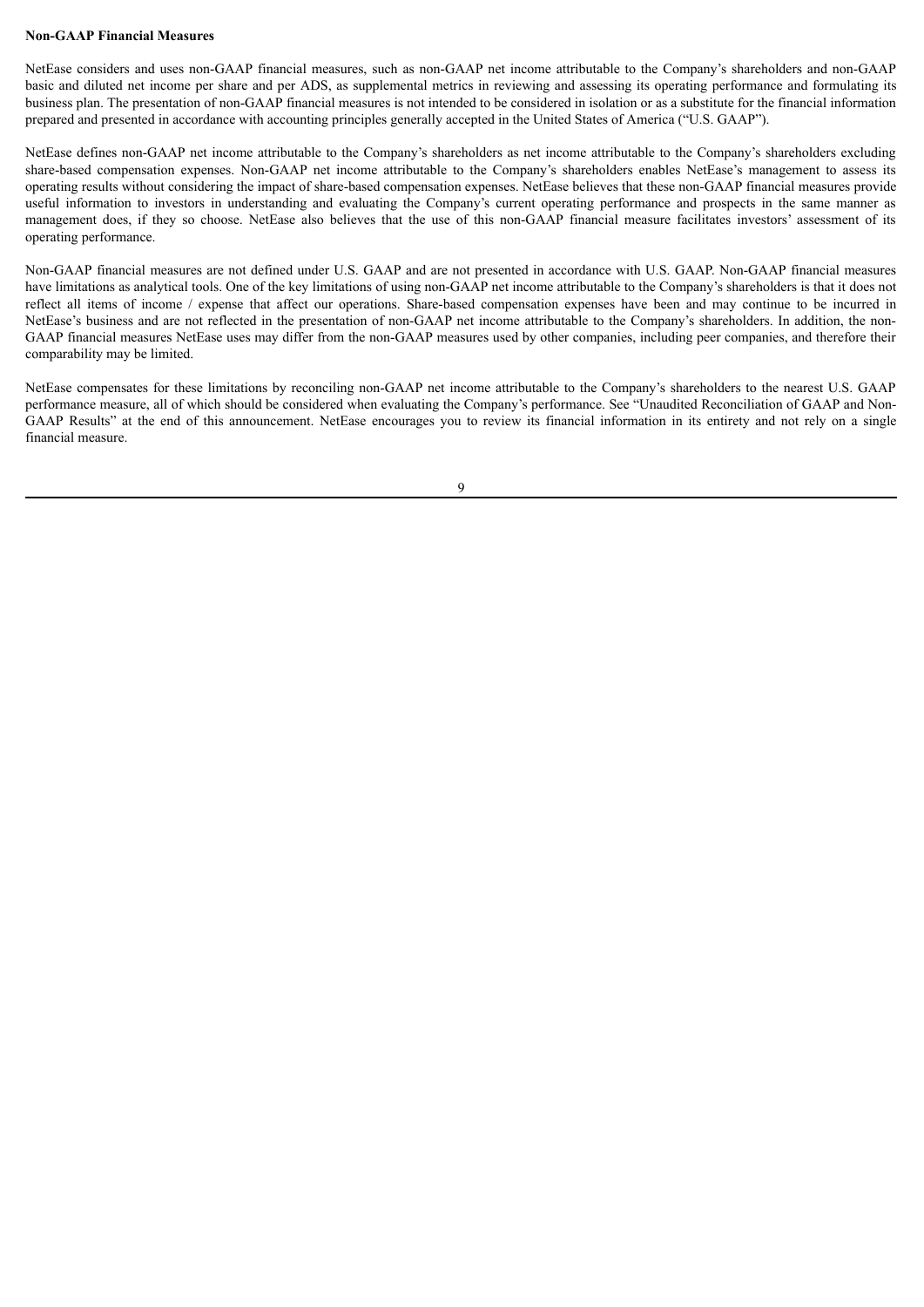**Non-GAAP Financial Measures**

NetEase considers and uses non-GAAP financial measures, such as non-GAAP net income attributable to the Company's shareholders and non-GAAP basic and diluted net income per share and per ADS, as supplemental metrics in reviewing and assessing its operating performance and formulating its business plan. The presentation of non-GAAP financial measures is not intended to be considered in isolation or as a substitute for the financial information prepared and presented in accordance with accounting principles generally accepted in the United States of America ("U.S. GAAP").

NetEase defines non-GAAP net income attributable to the Company's shareholders as net income attributable to the Company's shareholders excluding share-based compensation expenses. Non-GAAP net income attributable to the Company's shareholders enables NetEase's management to assess its operating results without considering the impact of share-based compensation expenses. NetEase believes that these non-GAAP financial measures provide useful information to investors in understanding and evaluating the Company's current operating performance and prospects in the same manner as management does, if they so choose. NetEase also believes that the use of this non-GAAP financial measure facilitates investors' assessment of its operating performance.

Non-GAAP financial measures are not defined under U.S. GAAP and are not presented in accordance with U.S. GAAP. Non-GAAP financial measures have limitations as analytical tools. One of the key limitations of using non-GAAP net income attributable to the Company's shareholders is that it does not reflect all items of income / expense that affect our operations. Share-based compensation expenses have been and may continue to be incurred in NetEase's business and are not reflected in the presentation of non-GAAP net income attributable to the Company's shareholders. In addition, the non-GAAP financial measures NetEase uses may differ from the non-GAAP measures used by other companies, including peer companies, and therefore their comparability may be limited.

NetEase compensates for these limitations by reconciling non-GAAP net income attributable to the Company's shareholders to the nearest U.S. GAAP performance measure, all of which should be considered when evaluating the Company's performance. See "Unaudited Reconciliation of GAAP and Non-GAAP Results" at the end of this announcement. NetEase encourages you to review its financial information in its entirety and not rely on a single financial measure.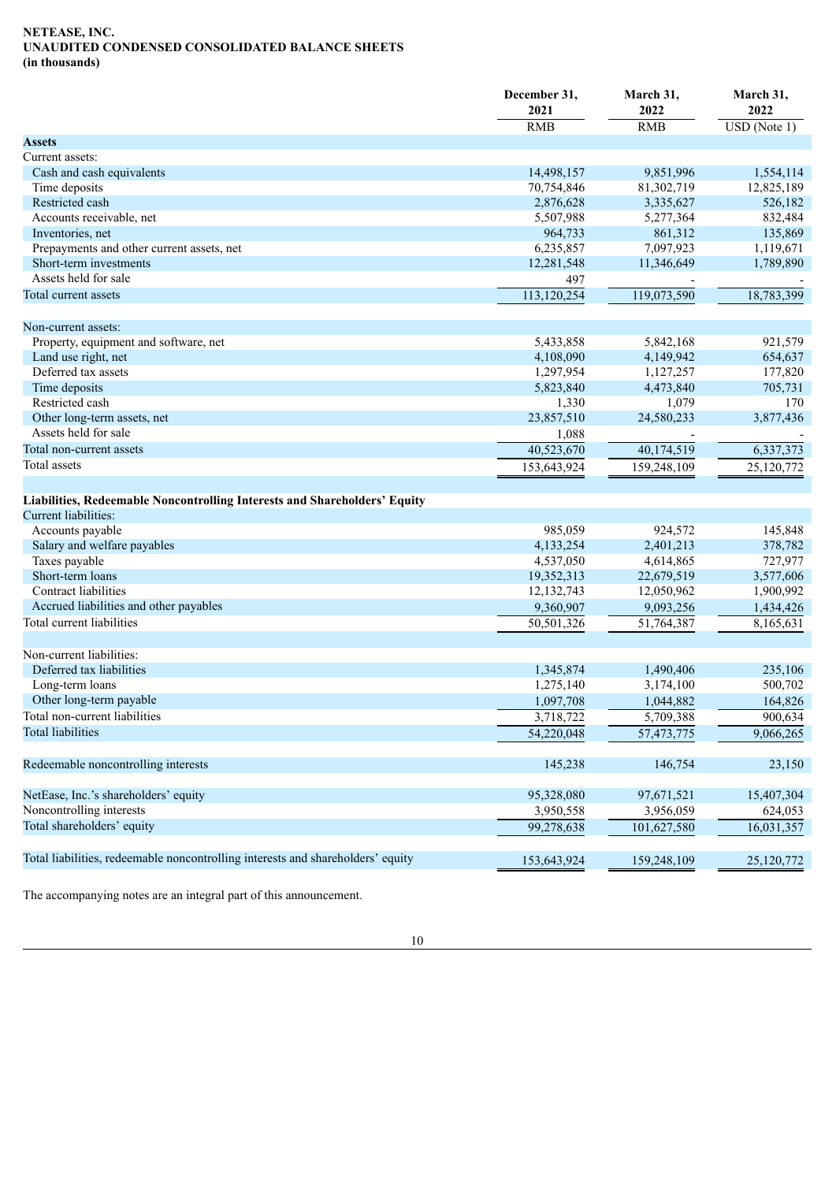**NETEASE, INC.**
**UNAUDITED CONDENSED CONSOLIDATED BALANCE SHEETS**
**(in thousands)**

| | December 31, 2021 | March 31, 2022 | March 31, 2022 |
|---|---|---|---|
| | RMB | RMB | USD (Note 1) |
| **Assets** | | | |
| Current assets: | | | |
| Cash and cash equivalents | 14,498,157 | 9,851,996 | 1,554,114 |
| Time deposits | 70,754,846 | 81,302,719 | 12,825,189 |
| Restricted cash | 2,876,628 | 3,335,627 | 526,182 |
| Accounts receivable, net | 5,507,988 | 5,277,364 | 832,484 |
| Inventories, net | 964,733 | 861,312 | 135,869 |
| Prepayments and other current assets, net | 6,235,857 | 7,097,923 | 1,119,671 |
| Short-term investments | 12,281,548 | 11,346,649 | 1,789,890 |
| Assets held for sale | 497 | - | - |
| Total current assets | 113,120,254 | 119,073,590 | 18,783,399 |
| | | | |
| Non-current assets: | | | |
| Property, equipment and software, net | 5,433,858 | 5,842,168 | 921,579 |
| Land use right, net | 4,108,090 | 4,149,942 | 654,637 |
| Deferred tax assets | 1,297,954 | 1,127,257 | 177,820 |
| Time deposits | 5,823,840 | 4,473,840 | 705,731 |
| Restricted cash | 1,330 | 1,079 | 170 |
| Other long-term assets, net | 23,857,510 | 24,580,233 | 3,877,436 |
| Assets held for sale | 1,088 | - | - |
| Total non-current assets | 40,523,670 | 40,174,519 | 6,337,373 |
| Total assets | 153,643,924 | 159,248,109 | 25,120,772 |
| | | | |
| **Liabilities, Redeemable Noncontrolling Interests and Shareholders' Equity** | | | |
| Current liabilities: | | | |
| Accounts payable | 985,059 | 924,572 | 145,848 |
| Salary and welfare payables | 4,133,254 | 2,401,213 | 378,782 |
| Taxes payable | 4,537,050 | 4,614,865 | 727,977 |
| Short-term loans | 19,352,313 | 22,679,519 | 3,577,606 |
| Contract liabilities | 12,132,743 | 12,050,962 | 1,900,992 |
| Accrued liabilities and other payables | 9,360,907 | 9,093,256 | 1,434,426 |
| Total current liabilities | 50,501,326 | 51,764,387 | 8,165,631 |
| | | | |
| Non-current liabilities: | | | |
| Deferred tax liabilities | 1,345,874 | 1,490,406 | 235,106 |
| Long-term loans | 1,275,140 | 3,174,100 | 500,702 |
| Other long-term payable | 1,097,708 | 1,044,882 | 164,826 |
| Total non-current liabilities | 3,718,722 | 5,709,388 | 900,634 |
| Total liabilities | 54,220,048 | 57,473,775 | 9,066,265 |
| | | | |
| Redeemable noncontrolling interests | 145,238 | 146,754 | 23,150 |
| | | | |
| NetEase, Inc.'s shareholders' equity | 95,328,080 | 97,671,521 | 15,407,304 |
| Noncontrolling interests | 3,950,558 | 3,956,059 | 624,053 |
| Total shareholders' equity | 99,278,638 | 101,627,580 | 16,031,357 |
| | | | |
| Total liabilities, redeemable noncontrolling interests and shareholders' equity | 153,643,924 | 159,248,109 | 25,120,772 |

The accompanying notes are an integral part of this announcement.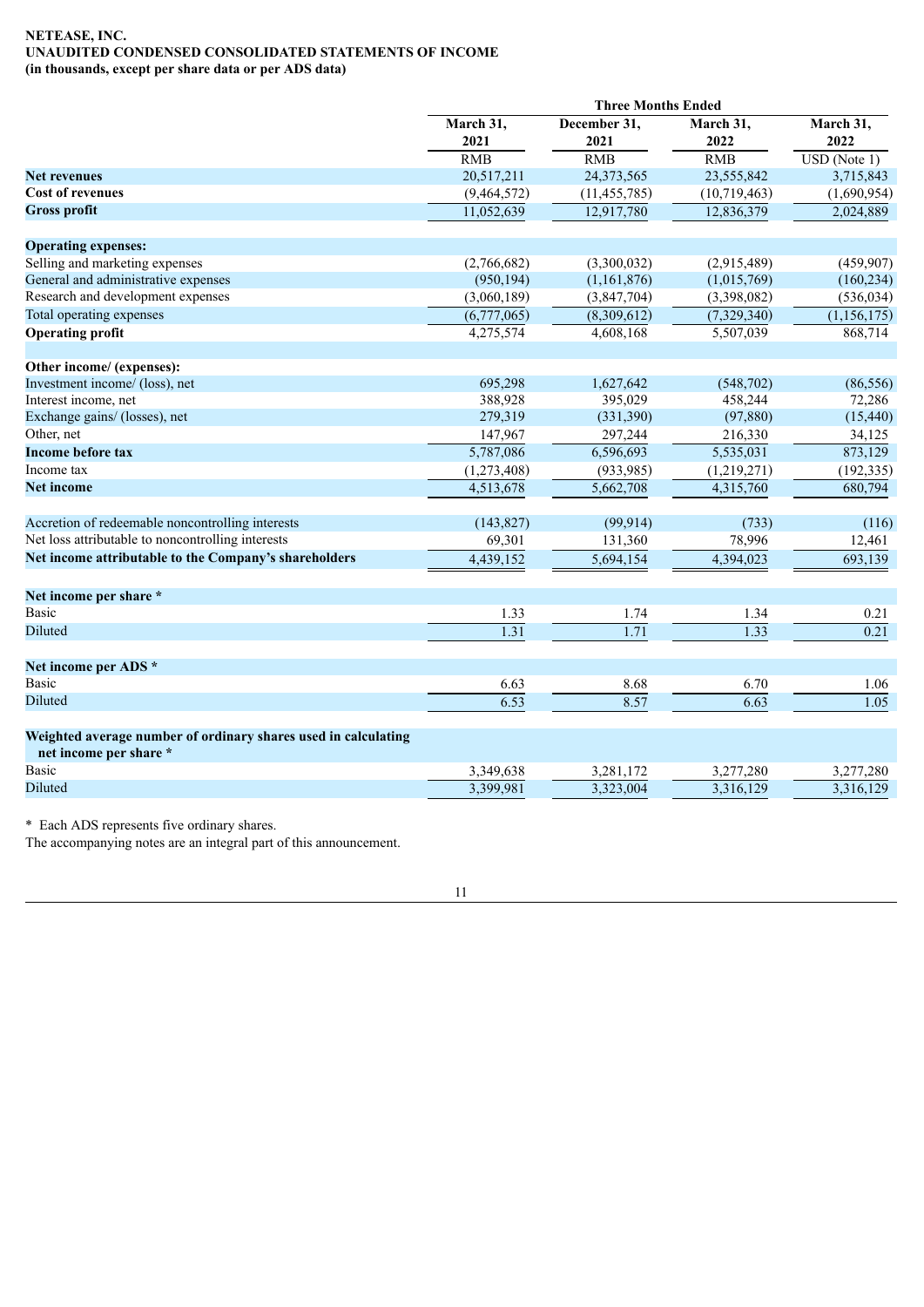**NETEASE, INC.**
**UNAUDITED CONDENSED CONSOLIDATED STATEMENTS OF INCOME**
**(in thousands, except per share data or per ADS data)**

| | Three Months Ended | | | |
|---|---|---|---|---|
| | March 31, 2021 | December 31, 2021 | March 31, 2022 | March 31, 2022 |
| | RMB | RMB | RMB | USD (Note 1) |
| **Net revenues** | 20,517,211 | 24,373,565 | 23,555,842 | 3,715,843 |
| **Cost of revenues** | (9,464,572) | (11,455,785) | (10,719,463) | (1,690,954) |
| **Gross profit** | 11,052,639 | 12,917,780 | 12,836,379 | 2,024,889 |
| | | | | |
| **Operating expenses:** | | | | |
| Selling and marketing expenses | (2,766,682) | (3,300,032) | (2,915,489) | (459,907) |
| General and administrative expenses | (950,194) | (1,161,876) | (1,015,769) | (160,234) |
| Research and development expenses | (3,060,189) | (3,847,704) | (3,398,082) | (536,034) |
| Total operating expenses | (6,777,065) | (8,309,612) | (7,329,340) | (1,156,175) |
| **Operating profit** | 4,275,574 | 4,608,168 | 5,507,039 | 868,714 |
| | | | | |
| **Other income/ (expenses):** | | | | |
| Investment income/ (loss), net | 695,298 | 1,627,642 | (548,702) | (86,556) |
| Interest income, net | 388,928 | 395,029 | 458,244 | 72,286 |
| Exchange gains/ (losses), net | 279,319 | (331,390) | (97,880) | (15,440) |
| Other, net | 147,967 | 297,244 | 216,330 | 34,125 |
| **Income before tax** | 5,787,086 | 6,596,693 | 5,535,031 | 873,129 |
| Income tax | (1,273,408) | (933,985) | (1,219,271) | (192,335) |
| **Net income** | 4,513,678 | 5,662,708 | 4,315,760 | 680,794 |
| | | | | |
| Accretion of redeemable noncontrolling interests | (143,827) | (99,914) | (733) | (116) |
| Net loss attributable to noncontrolling interests | 69,301 | 131,360 | 78,996 | 12,461 |
| **Net income attributable to the Company's shareholders** | 4,439,152 | 5,694,154 | 4,394,023 | 693,139 |
| | | | | |
| **Net income per share *** | | | | |
| Basic | 1.33 | 1.74 | 1.34 | 0.21 |
| Diluted | 1.31 | 1.71 | 1.33 | 0.21 |
| | | | | |
| **Net income per ADS *** | | | | |
| Basic | 6.63 | 8.68 | 6.70 | 1.06 |
| Diluted | 6.53 | 8.57 | 6.63 | 1.05 |
| | | | | |
| **Weighted average number of ordinary shares used in calculating net income per share *** | | | | |
| Basic | 3,349,638 | 3,281,172 | 3,277,280 | 3,277,280 |
| Diluted | 3,399,981 | 3,323,004 | 3,316,129 | 3,316,129 |

* Each ADS represents five ordinary shares.

The accompanying notes are an integral part of this announcement.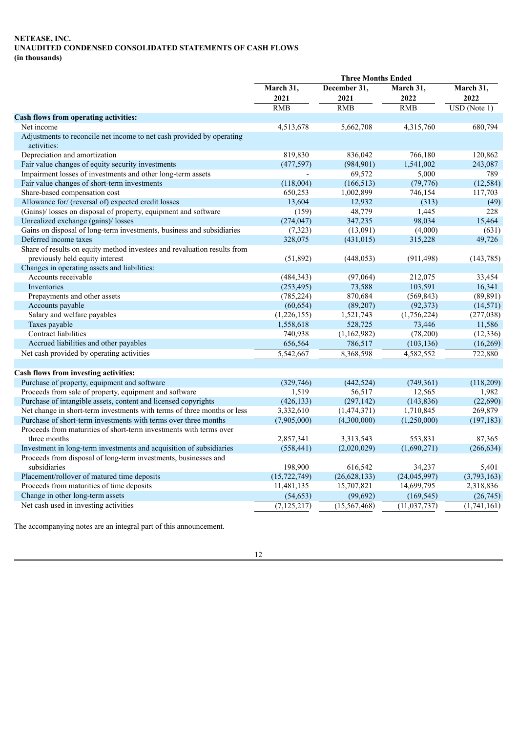**NETEASE, INC.**
**UNAUDITED CONDENSED CONSOLIDATED STATEMENTS OF CASH FLOWS**
**(in thousands)**

| | Three Months Ended | | | |
|---|---|---|---|---|
| | March 31, 2021 | December 31, 2021 | March 31, 2022 | March 31, 2022 |
| | RMB | RMB | RMB | USD (Note 1) |
| **Cash flows from operating activities:** | | | | |
| Net income | 4,513,678 | 5,662,708 | 4,315,760 | 680,794 |
| Adjustments to reconcile net income to net cash provided by operating activities: | | | | |
| Depreciation and amortization | 819,830 | 836,042 | 766,180 | 120,862 |
| Fair value changes of equity security investments | (477,597) | (984,901) | 1,541,002 | 243,087 |
| Impairment losses of investments and other long-term assets | - | 69,572 | 5,000 | 789 |
| Fair value changes of short-term investments | (118,004) | (166,513) | (79,776) | (12,584) |
| Share-based compensation cost | 650,253 | 1,002,899 | 746,154 | 117,703 |
| Allowance for/ (reversal of) expected credit losses | 13,604 | 12,932 | (313) | (49) |
| (Gains)/ losses on disposal of property, equipment and software | (159) | 48,779 | 1,445 | 228 |
| Unrealized exchange (gains)/ losses | (274,047) | 347,235 | 98,034 | 15,464 |
| Gains on disposal of long-term investments, business and subsidiaries | (7,323) | (13,091) | (4,000) | (631) |
| Deferred income taxes | 328,075 | (431,015) | 315,228 | 49,726 |
| Share of results on equity method investees and revaluation results from previously held equity interest | (51,892) | (448,053) | (911,498) | (143,785) |
| Changes in operating assets and liabilities: | | | | |
| Accounts receivable | (484,343) | (97,064) | 212,075 | 33,454 |
| Inventories | (253,495) | 73,588 | 103,591 | 16,341 |
| Prepayments and other assets | (785,224) | 870,684 | (569,843) | (89,891) |
| Accounts payable | (60,654) | (89,207) | (92,373) | (14,571) |
| Salary and welfare payables | (1,226,155) | 1,521,743 | (1,756,224) | (277,038) |
| Taxes payable | 1,558,618 | 528,725 | 73,446 | 11,586 |
| Contract liabilities | 740,938 | (1,162,982) | (78,200) | (12,336) |
| Accrued liabilities and other payables | 656,564 | 786,517 | (103,136) | (16,269) |
| Net cash provided by operating activities | 5,542,667 | 8,368,598 | 4,582,552 | 722,880 |
| | | | | |
| **Cash flows from investing activities:** | | | | |
| Purchase of property, equipment and software | (329,746) | (442,524) | (749,361) | (118,209) |
| Proceeds from sale of property, equipment and software | 1,519 | 56,517 | 12,565 | 1,982 |
| Purchase of intangible assets, content and licensed copyrights | (426,133) | (297,142) | (143,836) | (22,690) |
| Net change in short-term investments with terms of three months or less | 3,332,610 | (1,474,371) | 1,710,845 | 269,879 |
| Purchase of short-term investments with terms over three months | (7,905,000) | (4,300,000) | (1,250,000) | (197,183) |
| Proceeds from maturities of short-term investments with terms over three months | 2,857,341 | 3,313,543 | 553,831 | 87,365 |
| Investment in long-term investments and acquisition of subsidiaries | (558,441) | (2,020,029) | (1,690,271) | (266,634) |
| Proceeds from disposal of long-term investments, businesses and subsidiaries | 198,900 | 616,542 | 34,237 | 5,401 |
| Placement/rollover of matured time deposits | (15,722,749) | (26,628,133) | (24,045,997) | (3,793,163) |
| Proceeds from maturities of time deposits | 11,481,135 | 15,707,821 | 14,699,795 | 2,318,836 |
| Change in other long-term assets | (54,653) | (99,692) | (169,545) | (26,745) |
| Net cash used in investing activities | (7,125,217) | (15,567,468) | (11,037,737) | (1,741,161) |

The accompanying notes are an integral part of this announcement.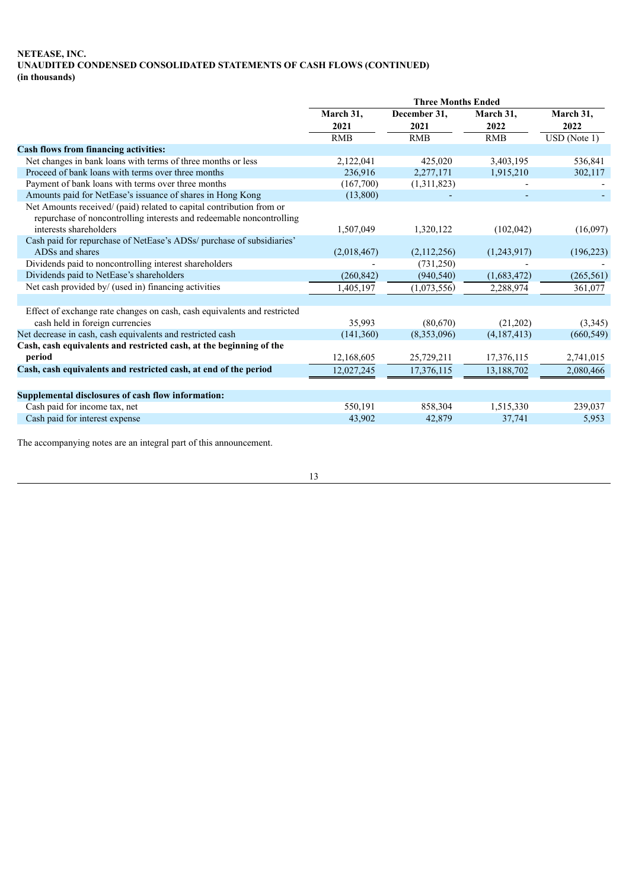**NETEASE, INC.**
**UNAUDITED CONDENSED CONSOLIDATED STATEMENTS OF CASH FLOWS (CONTINUED)**
**(in thousands)**

| | Three Months Ended | | | |
|---|---|---|---|---|
| | March 31, 2021 | December 31, 2021 | March 31, 2022 | March 31, 2022 |
| | RMB | RMB | RMB | USD (Note 1) |
| **Cash flows from financing activities:** | | | | |
| Net changes in bank loans with terms of three months or less | 2,122,041 | 425,020 | 3,403,195 | 536,841 |
| Proceed of bank loans with terms over three months | 236,916 | 2,277,171 | 1,915,210 | 302,117 |
| Payment of bank loans with terms over three months | (167,700) | (1,311,823) | - | - |
| Amounts paid for NetEase's issuance of shares in Hong Kong | (13,800) | - | - | - |
| Net Amounts received/ (paid) related to capital contribution from or repurchase of noncontrolling interests and redeemable noncontrolling interests shareholders | 1,507,049 | 1,320,122 | (102,042) | (16,097) |
| Cash paid for repurchase of NetEase's ADSs/ purchase of subsidiaries' ADSs and shares | (2,018,467) | (2,112,256) | (1,243,917) | (196,223) |
| Dividends paid to noncontrolling interest shareholders | - | (731,250) | - | - |
| Dividends paid to NetEase's shareholders | (260,842) | (940,540) | (1,683,472) | (265,561) |
| Net cash provided by/ (used in) financing activities | 1,405,197 | (1,073,556) | 2,288,974 | 361,077 |
| | | | | |
| Effect of exchange rate changes on cash, cash equivalents and restricted cash held in foreign currencies | 35,993 | (80,670) | (21,202) | (3,345) |
| Net decrease in cash, cash equivalents and restricted cash | (141,360) | (8,353,096) | (4,187,413) | (660,549) |
| **Cash, cash equivalents and restricted cash, at the beginning of the period** | 12,168,605 | 25,729,211 | 17,376,115 | 2,741,015 |
| **Cash, cash equivalents and restricted cash, at end of the period** | 12,027,245 | 17,376,115 | 13,188,702 | 2,080,466 |
| | | | | |
| **Supplemental disclosures of cash flow information:** | | | | |
| Cash paid for income tax, net | 550,191 | 858,304 | 1,515,330 | 239,037 |
| Cash paid for interest expense | 43,902 | 42,879 | 37,741 | 5,953 |

The accompanying notes are an integral part of this announcement.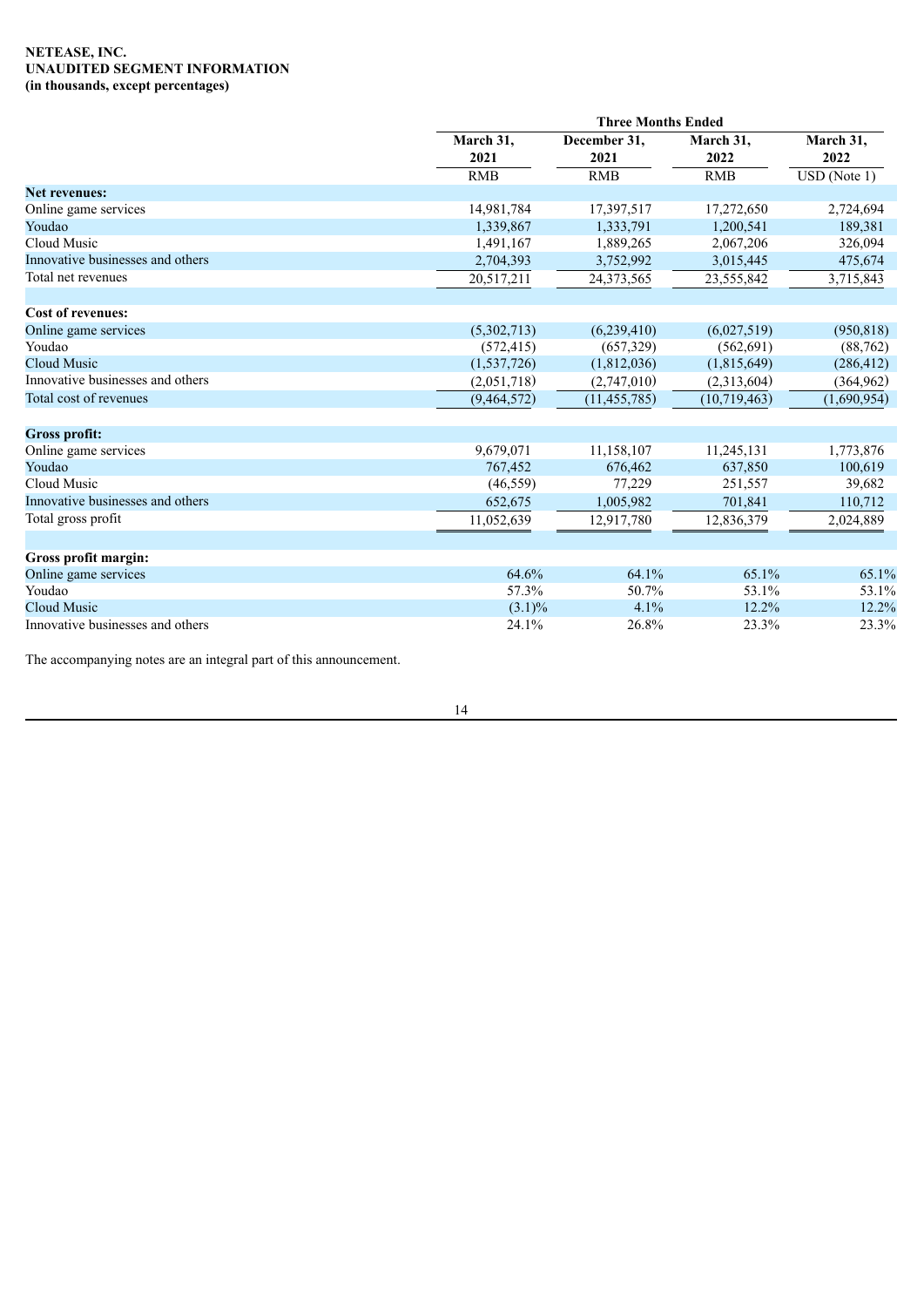**NETEASE, INC.**
**UNAUDITED SEGMENT INFORMATION**
**(in thousands, except percentages)**

| | Three Months Ended | | | |
|---|---|---|---|---|
| | March 31, 2021 | December 31, 2021 | March 31, 2022 | March 31, 2022 |
| | RMB | RMB | RMB | USD (Note 1) |
| **Net revenues:** | | | | |
| Online game services | 14,981,784 | 17,397,517 | 17,272,650 | 2,724,694 |
| Youdao | 1,339,867 | 1,333,791 | 1,200,541 | 189,381 |
| Cloud Music | 1,491,167 | 1,889,265 | 2,067,206 | 326,094 |
| Innovative businesses and others | 2,704,393 | 3,752,992 | 3,015,445 | 475,674 |
| Total net revenues | 20,517,211 | 24,373,565 | 23,555,842 | 3,715,843 |
| | | | | |
| **Cost of revenues:** | | | | |
| Online game services | (5,302,713) | (6,239,410) | (6,027,519) | (950,818) |
| Youdao | (572,415) | (657,329) | (562,691) | (88,762) |
| Cloud Music | (1,537,726) | (1,812,036) | (1,815,649) | (286,412) |
| Innovative businesses and others | (2,051,718) | (2,747,010) | (2,313,604) | (364,962) |
| Total cost of revenues | (9,464,572) | (11,455,785) | (10,719,463) | (1,690,954) |
| | | | | |
| **Gross profit:** | | | | |
| Online game services | 9,679,071 | 11,158,107 | 11,245,131 | 1,773,876 |
| Youdao | 767,452 | 676,462 | 637,850 | 100,619 |
| Cloud Music | (46,559) | 77,229 | 251,557 | 39,682 |
| Innovative businesses and others | 652,675 | 1,005,982 | 701,841 | 110,712 |
| Total gross profit | 11,052,639 | 12,917,780 | 12,836,379 | 2,024,889 |
| | | | | |
| **Gross profit margin:** | | | | |
| Online game services | 64.6% | 64.1% | 65.1% | 65.1% |
| Youdao | 57.3% | 50.7% | 53.1% | 53.1% |
| Cloud Music | (3.1)% | 4.1% | 12.2% | 12.2% |
| Innovative businesses and others | 24.1% | 26.8% | 23.3% | 23.3% |

The accompanying notes are an integral part of this announcement.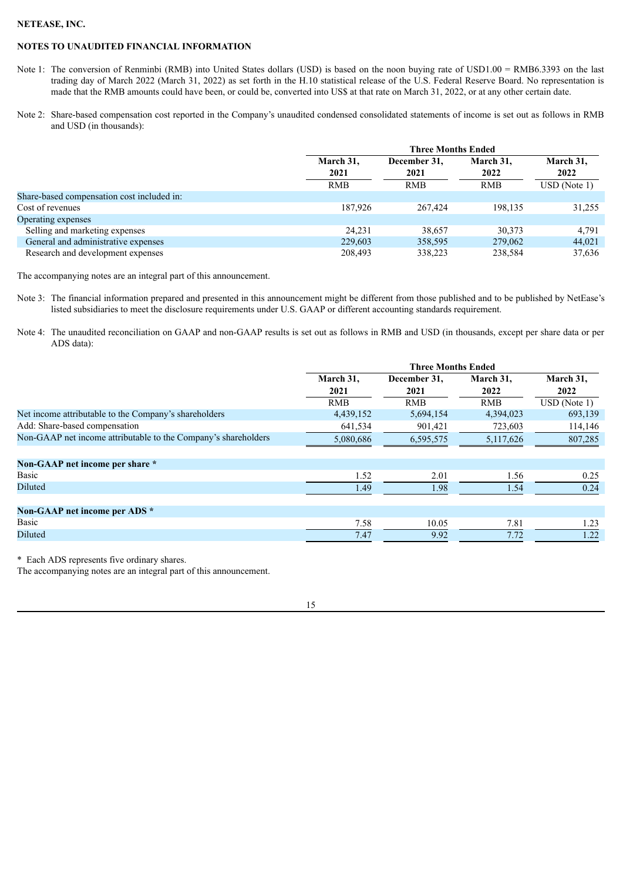**NETEASE, INC.**

**NOTES TO UNAUDITED FINANCIAL INFORMATION**

Note 1: The conversion of Renminbi (RMB) into United States dollars (USD) is based on the noon buying rate of USD1.00 = RMB6.3393 on the last trading day of March 2022 (March 31, 2022) as set forth in the H.10 statistical release of the U.S. Federal Reserve Board. No representation is made that the RMB amounts could have been, or could be, converted into US$ at that rate on March 31, 2022, or at any other certain date.

Note 2: Share-based compensation cost reported in the Company's unaudited condensed consolidated statements of income is set out as follows in RMB and USD (in thousands):

| | Three Months Ended | | | |
|---|---|---|---|---|
| | March 31, 2021 | December 31, 2021 | March 31, 2022 | March 31, 2022 |
| | RMB | RMB | RMB | USD (Note 1) |
| Share-based compensation cost included in: | | | | |
| Cost of revenues | 187,926 | 267,424 | 198,135 | 31,255 |
| Operating expenses | | | | |
| Selling and marketing expenses | 24,231 | 38,657 | 30,373 | 4,791 |
| General and administrative expenses | 229,603 | 358,595 | 279,062 | 44,021 |
| Research and development expenses | 208,493 | 338,223 | 238,584 | 37,636 |

The accompanying notes are an integral part of this announcement.

Note 3: The financial information prepared and presented in this announcement might be different from those published and to be published by NetEase's listed subsidiaries to meet the disclosure requirements under U.S. GAAP or different accounting standards requirement.

Note 4: The unaudited reconciliation on GAAP and non-GAAP results is set out as follows in RMB and USD (in thousands, except per share data or per ADS data):

| | Three Months Ended | | | |
|---|---|---|---|---|
| | March 31, 2021 | December 31, 2021 | March 31, 2022 | March 31, 2022 |
| | RMB | RMB | RMB | USD (Note 1) |
| Net income attributable to the Company's shareholders | 4,439,152 | 5,694,154 | 4,394,023 | 693,139 |
| Add: Share-based compensation | 641,534 | 901,421 | 723,603 | 114,146 |
| Non-GAAP net income attributable to the Company's shareholders | 5,080,686 | 6,595,575 | 5,117,626 | 807,285 |
| **Non-GAAP net income per share \*** | | | | |
| Basic | 1.52 | 2.01 | 1.56 | 0.25 |
| Diluted | 1.49 | 1.98 | 1.54 | 0.24 |
| **Non-GAAP net income per ADS \*** | | | | |
| Basic | 7.58 | 10.05 | 7.81 | 1.23 |
| Diluted | 7.47 | 9.92 | 7.72 | 1.22 |

\* Each ADS represents five ordinary shares.

The accompanying notes are an integral part of this announcement.